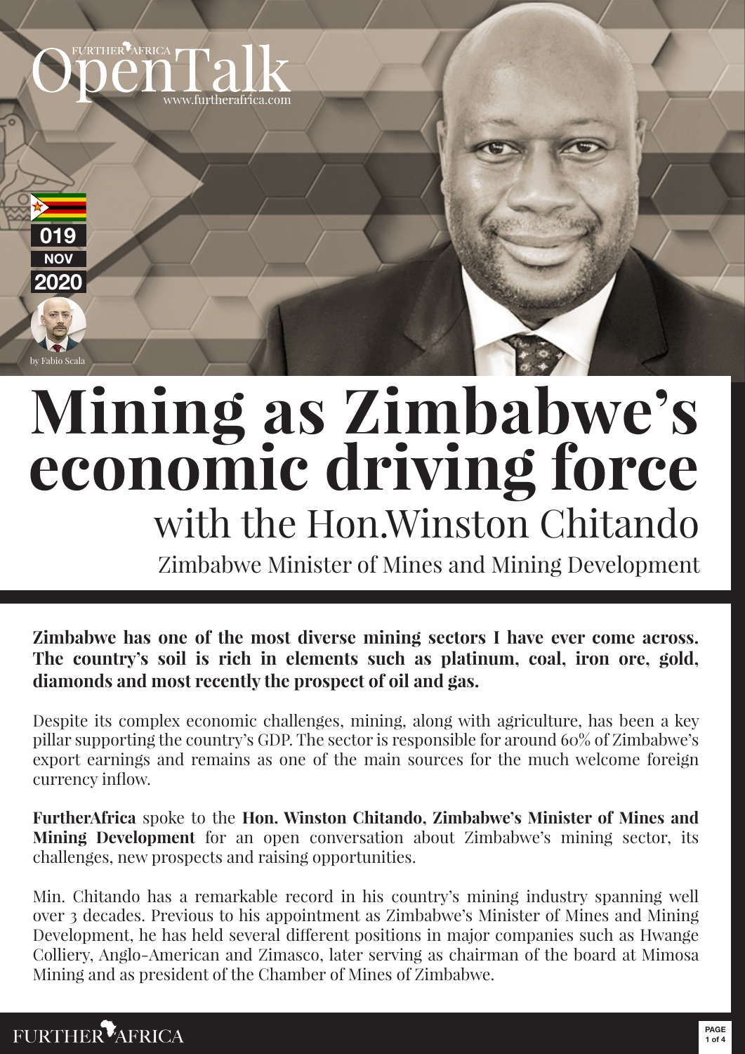FURTHER AFRICA OpenTalk
www.furtherafrica.com

019
NOV
2020

by Fabio Scala

# Mining as Zimbabwe's economic driving force

## with the Hon.Winston Chitando

Zimbabwe Minister of Mines and Mining Development

**Zimbabwe has one of the most diverse mining sectors I have ever come across. The country's soil is rich in elements such as platinum, coal, iron ore, gold, diamonds and most recently the prospect of oil and gas.**

Despite its complex economic challenges, mining, along with agriculture, has been a key pillar supporting the country's GDP. The sector is responsible for around 60% of Zimbabwe's export earnings and remains as one of the main sources for the much welcome foreign currency inflow.

**FurtherAfrica** spoke to the **Hon. Winston Chitando, Zimbabwe's Minister of Mines and Mining Development** for an open conversation about Zimbabwe's mining sector, its challenges, new prospects and raising opportunities.

Min. Chitando has a remarkable record in his country's mining industry spanning well over 3 decades. Previous to his appointment as Zimbabwe's Minister of Mines and Mining Development, he has held several different positions in major companies such as Hwange Colliery, Anglo-American and Zimasco, later serving as chairman of the board at Mimosa Mining and as president of the Chamber of Mines of Zimbabwe.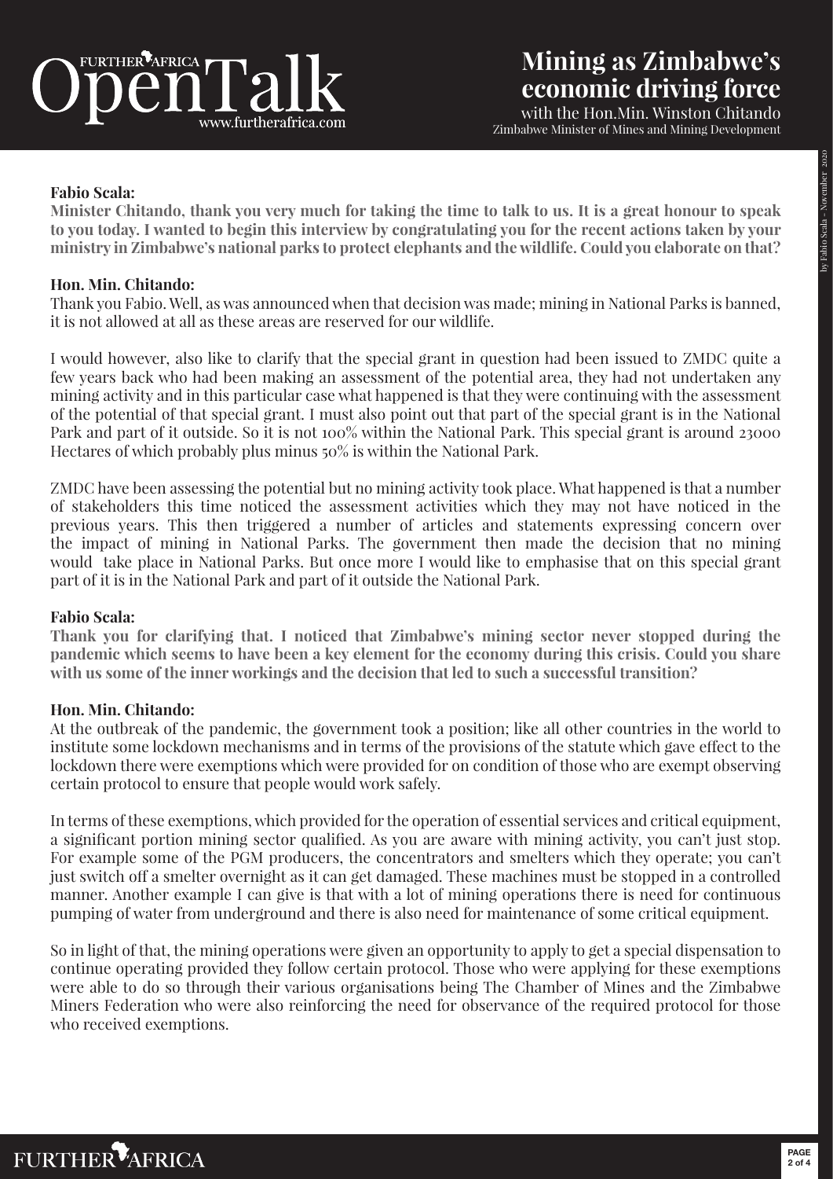**Fabio Scala:**

**Minister Chitando, thank you very much for taking the time to talk to us. It is a great honour to speak to you today. I wanted to begin this interview by congratulating you for the recent actions taken by your ministry in Zimbabwe's national parks to protect elephants and the wildlife. Could you elaborate on that?**

**Hon. Min. Chitando:**

Thank you Fabio. Well, as was announced when that decision was made; mining in National Parks is banned, it is not allowed at all as these areas are reserved for our wildlife.

I would however, also like to clarify that the special grant in question had been issued to ZMDC quite a few years back who had been making an assessment of the potential area, they had not undertaken any mining activity and in this particular case what happened is that they were continuing with the assessment of the potential of that special grant. I must also point out that part of the special grant is in the National Park and part of it outside. So it is not 100% within the National Park. This special grant is around 23000 Hectares of which probably plus minus 50% is within the National Park.

ZMDC have been assessing the potential but no mining activity took place. What happened is that a number of stakeholders this time noticed the assessment activities which they may not have noticed in the previous years. This then triggered a number of articles and statements expressing concern over the impact of mining in National Parks. The government then made the decision that no mining would take place in National Parks. But once more I would like to emphasise that on this special grant part of it is in the National Park and part of it outside the National Park.

**Fabio Scala:**

**Thank you for clarifying that. I noticed that Zimbabwe's mining sector never stopped during the pandemic which seems to have been a key element for the economy during this crisis. Could you share with us some of the inner workings and the decision that led to such a successful transition?**

**Hon. Min. Chitando:**

At the outbreak of the pandemic, the government took a position; like all other countries in the world to institute some lockdown mechanisms and in terms of the provisions of the statute which gave effect to the lockdown there were exemptions which were provided for on condition of those who are exempt observing certain protocol to ensure that people would work safely.

In terms of these exemptions, which provided for the operation of essential services and critical equipment, a significant portion mining sector qualified. As you are aware with mining activity, you can't just stop. For example some of the PGM producers, the concentrators and smelters which they operate; you can't just switch off a smelter overnight as it can get damaged. These machines must be stopped in a controlled manner. Another example I can give is that with a lot of mining operations there is need for continuous pumping of water from underground and there is also need for maintenance of some critical equipment.

So in light of that, the mining operations were given an opportunity to apply to get a special dispensation to continue operating provided they follow certain protocol. Those who were applying for these exemptions were able to do so through their various organisations being The Chamber of Mines and the Zimbabwe Miners Federation who were also reinforcing the need for observance of the required protocol for those who received exemptions.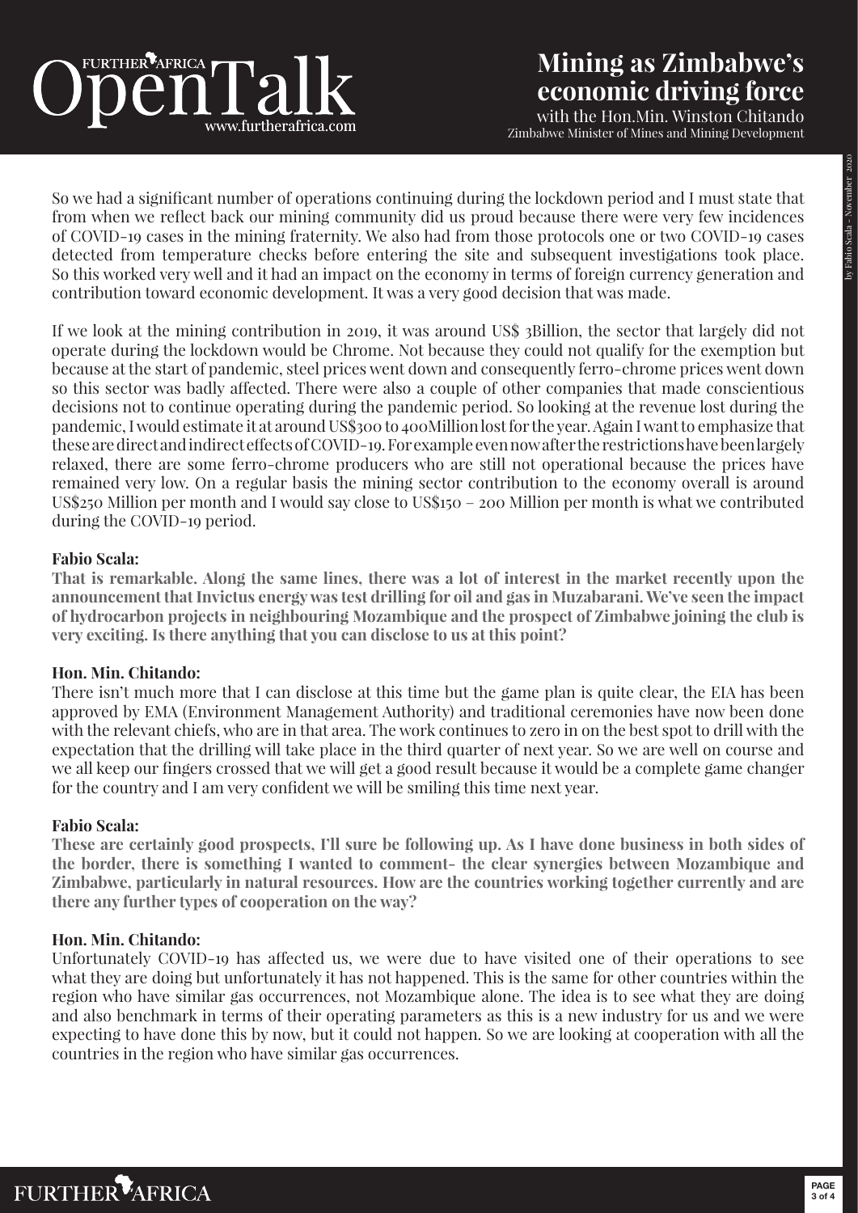So we had a significant number of operations continuing during the lockdown period and I must state that from when we reflect back our mining community did us proud because there were very few incidences of COVID-19 cases in the mining fraternity. We also had from those protocols one or two COVID-19 cases detected from temperature checks before entering the site and subsequent investigations took place. So this worked very well and it had an impact on the economy in terms of foreign currency generation and contribution toward economic development. It was a very good decision that was made.

If we look at the mining contribution in 2019, it was around US$ 3Billion, the sector that largely did not operate during the lockdown would be Chrome. Not because they could not qualify for the exemption but because at the start of pandemic, steel prices went down and consequently ferro-chrome prices went down so this sector was badly affected. There were also a couple of other companies that made conscientious decisions not to continue operating during the pandemic period. So looking at the revenue lost during the pandemic, I would estimate it at around US$300 to 400Million lost for the year. Again I want to emphasize that these are direct and indirect effects of COVID-19. For example even now after the restrictions have been largely relaxed, there are some ferro-chrome producers who are still not operational because the prices have remained very low. On a regular basis the mining sector contribution to the economy overall is around US$250 Million per month and I would say close to US$150 – 200 Million per month is what we contributed during the COVID-19 period.

**Fabio Scala:**

**That is remarkable. Along the same lines, there was a lot of interest in the market recently upon the announcement that Invictus energy was test drilling for oil and gas in Muzabarani. We've seen the impact of hydrocarbon projects in neighbouring Mozambique and the prospect of Zimbabwe joining the club is very exciting. Is there anything that you can disclose to us at this point?**

**Hon. Min. Chitando:**

There isn't much more that I can disclose at this time but the game plan is quite clear, the EIA has been approved by EMA (Environment Management Authority) and traditional ceremonies have now been done with the relevant chiefs, who are in that area. The work continues to zero in on the best spot to drill with the expectation that the drilling will take place in the third quarter of next year. So we are well on course and we all keep our fingers crossed that we will get a good result because it would be a complete game changer for the country and I am very confident we will be smiling this time next year.

**Fabio Scala:**

**These are certainly good prospects, I'll sure be following up. As I have done business in both sides of the border, there is something I wanted to comment- the clear synergies between Mozambique and Zimbabwe, particularly in natural resources. How are the countries working together currently and are there any further types of cooperation on the way?**

**Hon. Min. Chitando:**

Unfortunately COVID-19 has affected us, we were due to have visited one of their operations to see what they are doing but unfortunately it has not happened. This is the same for other countries within the region who have similar gas occurrences, not Mozambique alone. The idea is to see what they are doing and also benchmark in terms of their operating parameters as this is a new industry for us and we were expecting to have done this by now, but it could not happen. So we are looking at cooperation with all the countries in the region who have similar gas occurrences.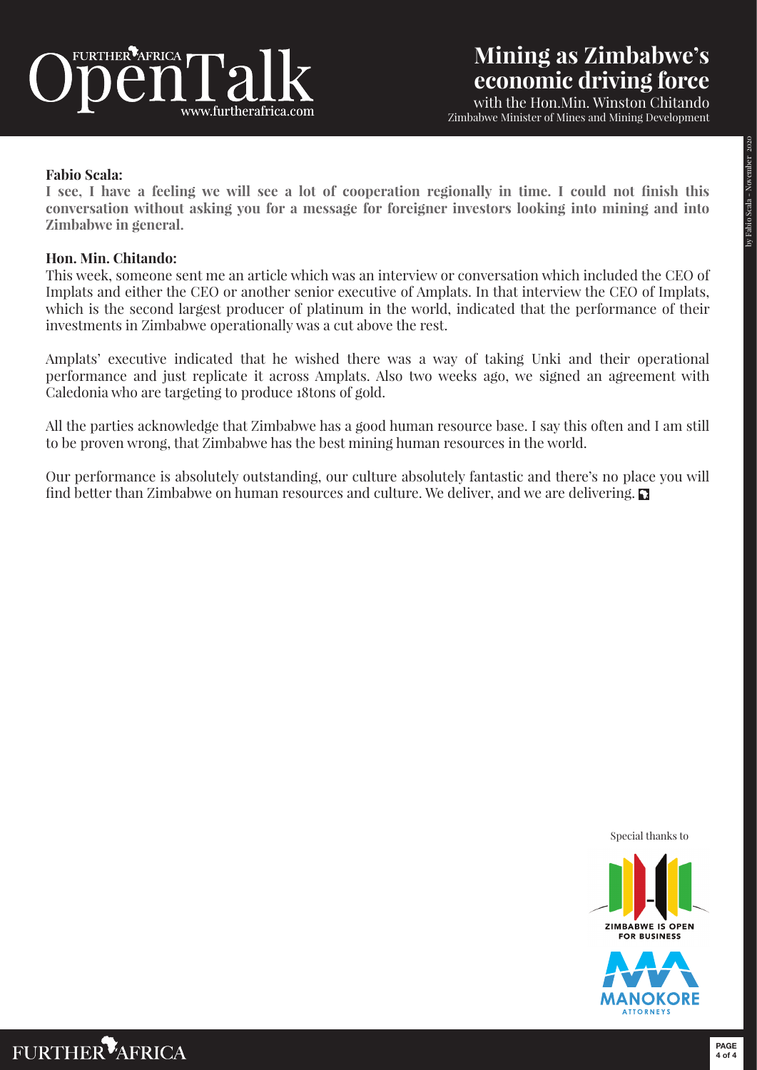**Fabio Scala:**

**I see, I have a feeling we will see a lot of cooperation regionally in time. I could not finish this conversation without asking you for a message for foreigner investors looking into mining and into Zimbabwe in general.**

**Hon. Min. Chitando:**

This week, someone sent me an article which was an interview or conversation which included the CEO of Implats and either the CEO or another senior executive of Amplats. In that interview the CEO of Implats, which is the second largest producer of platinum in the world, indicated that the performance of their investments in Zimbabwe operationally was a cut above the rest.

Amplats' executive indicated that he wished there was a way of taking Unki and their operational performance and just replicate it across Amplats. Also two weeks ago, we signed an agreement with Caledonia who are targeting to produce 18tons of gold.

All the parties acknowledge that Zimbabwe has a good human resource base. I say this often and I am still to be proven wrong, that Zimbabwe has the best mining human resources in the world.

Our performance is absolutely outstanding, our culture absolutely fantastic and there's no place you will find better than Zimbabwe on human resources and culture. We deliver, and we are delivering.

Special thanks to

ZIMBABWE IS OPEN FOR BUSINESS

MANOKORE ATTORNEYS